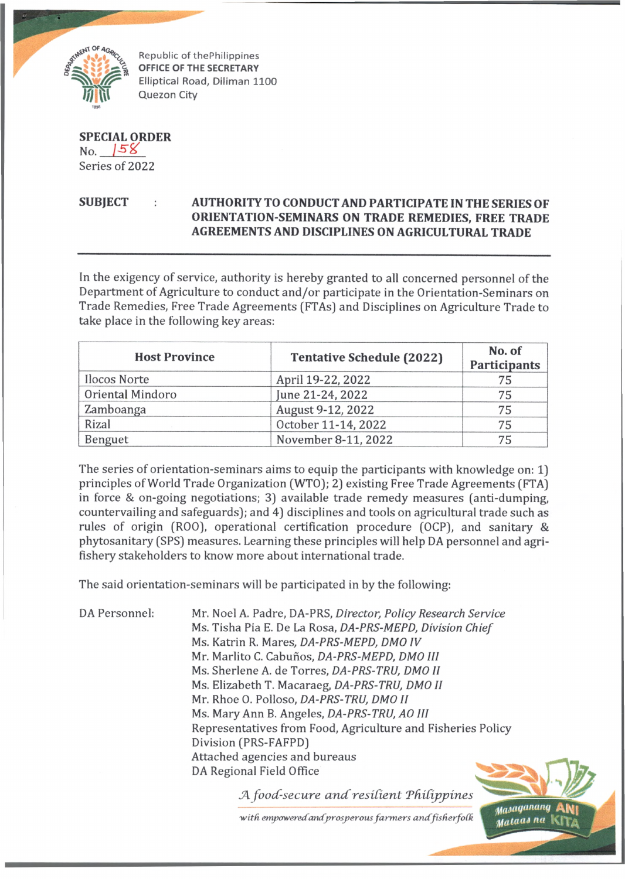Republic of thePhilippines
**OFFICE OF THE SECRETARY**
Elliptical Road, Diliman 1100
Quezon City

**SPECIAL ORDER**
No. 158
Series of 2022

**SUBJECT : AUTHORITY TO CONDUCT AND PARTICIPATE IN THE SERIES OF ORIENTATION-SEMINARS ON TRADE REMEDIES, FREE TRADE AGREEMENTS AND DISCIPLINES ON AGRICULTURAL TRADE**

In the exigency of service, authority is hereby granted to all concerned personnel of the Department of Agriculture to conduct and/or participate in the Orientation-Seminars on Trade Remedies, Free Trade Agreements (FTAs) and Disciplines on Agriculture Trade to take place in the following key areas:

| Host Province | Tentative Schedule (2022) | No. of Participants |
|---|---|---|
| Ilocos Norte | April 19-22, 2022 | 75 |
| Oriental Mindoro | June 21-24, 2022 | 75 |
| Zamboanga | August 9-12, 2022 | 75 |
| Rizal | October 11-14, 2022 | 75 |
| Benguet | November 8-11, 2022 | 75 |

The series of orientation-seminars aims to equip the participants with knowledge on: 1) principles of World Trade Organization (WTO); 2) existing Free Trade Agreements (FTA) in force & on-going negotiations; 3) available trade remedy measures (anti-dumping, countervailing and safeguards); and 4) disciplines and tools on agricultural trade such as rules of origin (ROO), operational certification procedure (OCP), and sanitary & phytosanitary (SPS) measures. Learning these principles will help DA personnel and agri-fishery stakeholders to know more about international trade.

The said orientation-seminars will be participated in by the following:

DA Personnel:

- Mr. Noel A. Padre, DA-PRS, *Director, Policy Research Service*
- Ms. Tisha Pia E. De La Rosa, *DA-PRS-MEPD, Division Chief*
- Ms. Katrin R. Mares, *DA-PRS-MEPD, DMO IV*
- Mr. Marlito C. Cabuños, *DA-PRS-MEPD, DMO III*
- Ms. Sherlene A. de Torres, *DA-PRS-TRU, DMO II*
- Ms. Elizabeth T. Macaraeg, *DA-PRS-TRU, DMO II*
- Mr. Rhoe O. Polloso, *DA-PRS-TRU, DMO II*
- Ms. Mary Ann B. Angeles, *DA-PRS-TRU, AO III*
- Representatives from Food, Agriculture and Fisheries Policy Division (PRS-FAFPD)
- Attached agencies and bureaus
- DA Regional Field Office

*A food-secure and resilient Philippines with empowered and prosperous farmers and fisherfolk*

Masaganang ANI Mataas na KITA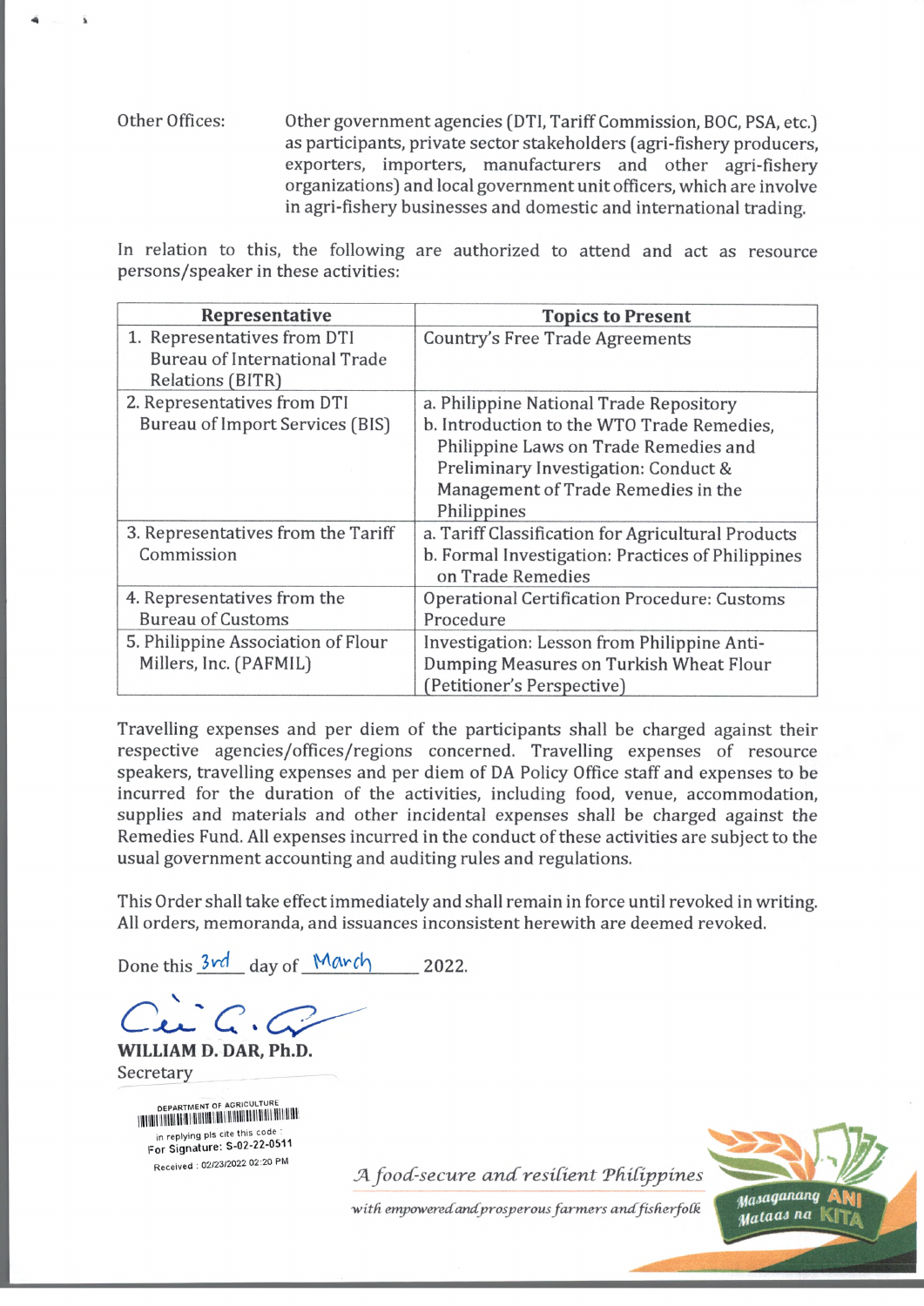Other Offices: Other government agencies (DTI, Tariff Commission, BOC, PSA, etc.) as participants, private sector stakeholders (agri-fishery producers, exporters, importers, manufacturers and other agri-fishery organizations) and local government unit officers, which are involve in agri-fishery businesses and domestic and international trading.

In relation to this, the following are authorized to attend and act as resource persons/speaker in these activities:

| Representative | Topics to Present |
|---|---|
| 1. Representatives from DTI Bureau of International Trade Relations (BITR) | Country's Free Trade Agreements |
| 2. Representatives from DTI Bureau of Import Services (BIS) | a. Philippine National Trade Repository<br>b. Introduction to the WTO Trade Remedies, Philippine Laws on Trade Remedies and Preliminary Investigation: Conduct & Management of Trade Remedies in the Philippines |
| 3. Representatives from the Tariff Commission | a. Tariff Classification for Agricultural Products<br>b. Formal Investigation: Practices of Philippines on Trade Remedies |
| 4. Representatives from the Bureau of Customs | Operational Certification Procedure: Customs Procedure |
| 5. Philippine Association of Flour Millers, Inc. (PAFMIL) | Investigation: Lesson from Philippine Anti-Dumping Measures on Turkish Wheat Flour (Petitioner's Perspective) |

Travelling expenses and per diem of the participants shall be charged against their respective agencies/offices/regions concerned. Travelling expenses of resource speakers, travelling expenses and per diem of DA Policy Office staff and expenses to be incurred for the duration of the activities, including food, venue, accommodation, supplies and materials and other incidental expenses shall be charged against the Remedies Fund. All expenses incurred in the conduct of these activities are subject to the usual government accounting and auditing rules and regulations.

This Order shall take effect immediately and shall remain in force until revoked in writing. All orders, memoranda, and issuances inconsistent herewith are deemed revoked.

Done this 3rd day of March 2022.

**WILLIAM D. DAR, Ph.D.**
Secretary

DEPARTMENT OF AGRICULTURE
in replying pls cite this code :
For Signature: S-02-22-0511
Received : 02/23/2022 02:20 PM

*A food-secure and resilient Philippines with empowered and prosperous farmers and fisherfolk*

Masaganang ANI Mataas na KITA